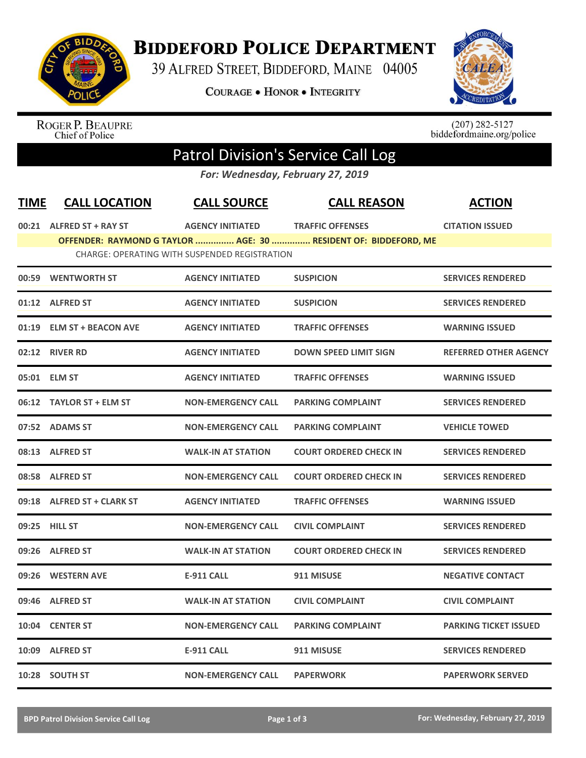# Biddeford Police Department

39 Alfred Street, Biddeford, Maine 04005

Courage • Honor • Integrity

Roger P. Beaupre
Chief of Police

(207) 282-5127
biddefordmaine.org/police

## Patrol Division's Service Call Log

*For: Wednesday, February 27, 2019*

| TIME | CALL LOCATION | CALL SOURCE | CALL REASON | ACTION |
|---|---|---|---|---|
| 00:21 | ALFRED ST + RAY ST | AGENCY INITIATED | TRAFFIC OFFENSES | CITATION ISSUED |
| | OFFENDER: RAYMOND G TAYLOR ............... AGE: 30 ............... RESIDENT OF: BIDDEFORD, ME | | | |
| | CHARGE: OPERATING WITH SUSPENDED REGISTRATION | | | |
| 00:59 | WENTWORTH ST | AGENCY INITIATED | SUSPICION | SERVICES RENDERED |
| 01:12 | ALFRED ST | AGENCY INITIATED | SUSPICION | SERVICES RENDERED |
| 01:19 | ELM ST + BEACON AVE | AGENCY INITIATED | TRAFFIC OFFENSES | WARNING ISSUED |
| 02:12 | RIVER RD | AGENCY INITIATED | DOWN SPEED LIMIT SIGN | REFERRED OTHER AGENCY |
| 05:01 | ELM ST | AGENCY INITIATED | TRAFFIC OFFENSES | WARNING ISSUED |
| 06:12 | TAYLOR ST + ELM ST | NON-EMERGENCY CALL | PARKING COMPLAINT | SERVICES RENDERED |
| 07:52 | ADAMS ST | NON-EMERGENCY CALL | PARKING COMPLAINT | VEHICLE TOWED |
| 08:13 | ALFRED ST | WALK-IN AT STATION | COURT ORDERED CHECK IN | SERVICES RENDERED |
| 08:58 | ALFRED ST | NON-EMERGENCY CALL | COURT ORDERED CHECK IN | SERVICES RENDERED |
| 09:18 | ALFRED ST + CLARK ST | AGENCY INITIATED | TRAFFIC OFFENSES | WARNING ISSUED |
| 09:25 | HILL ST | NON-EMERGENCY CALL | CIVIL COMPLAINT | SERVICES RENDERED |
| 09:26 | ALFRED ST | WALK-IN AT STATION | COURT ORDERED CHECK IN | SERVICES RENDERED |
| 09:26 | WESTERN AVE | E-911 CALL | 911 MISUSE | NEGATIVE CONTACT |
| 09:46 | ALFRED ST | WALK-IN AT STATION | CIVIL COMPLAINT | CIVIL COMPLAINT |
| 10:04 | CENTER ST | NON-EMERGENCY CALL | PARKING COMPLAINT | PARKING TICKET ISSUED |
| 10:09 | ALFRED ST | E-911 CALL | 911 MISUSE | SERVICES RENDERED |
| 10:28 | SOUTH ST | NON-EMERGENCY CALL | PAPERWORK | PAPERWORK SERVED |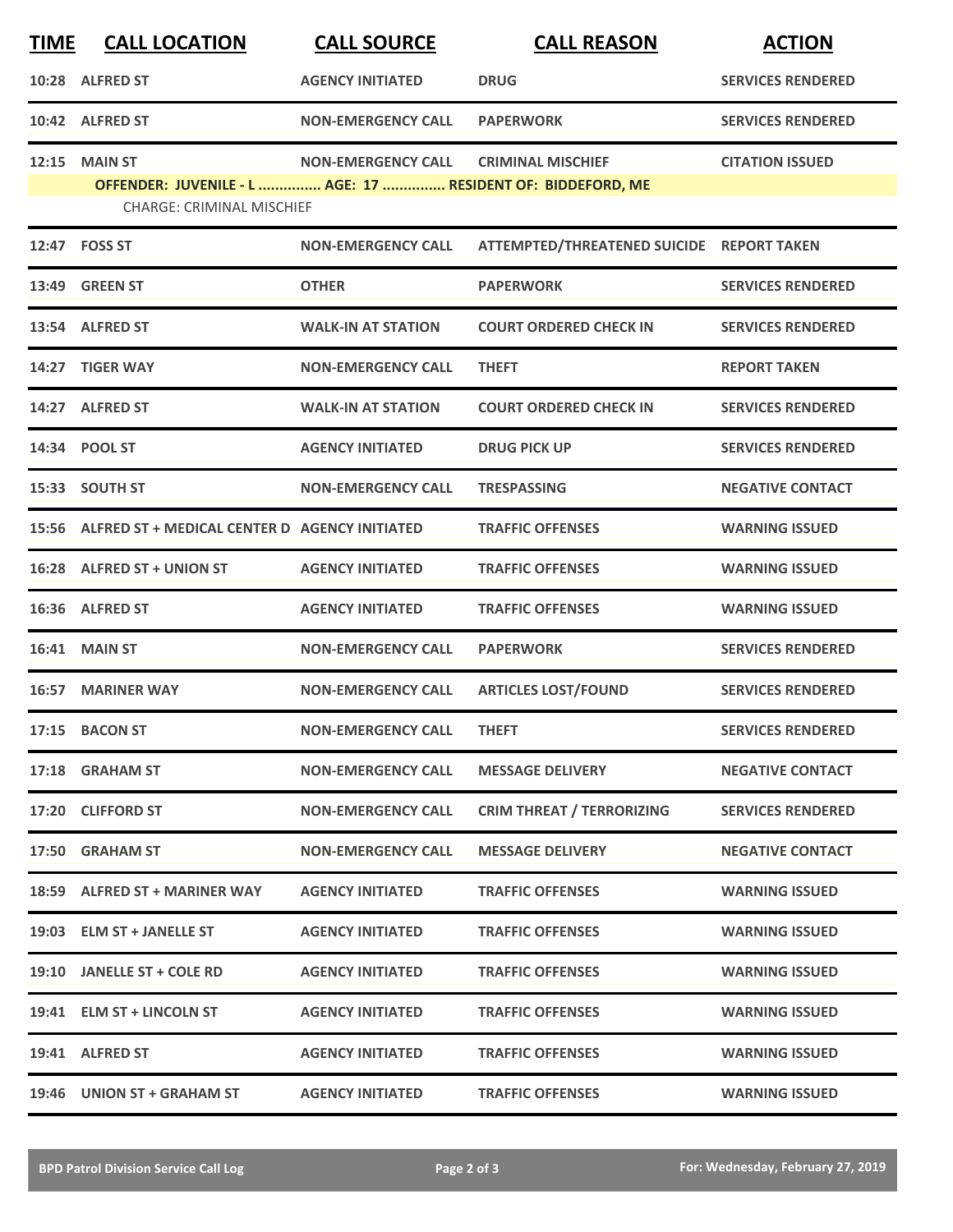| TIME | CALL LOCATION | CALL SOURCE | CALL REASON | ACTION |
|---|---|---|---|---|
| 10:28 | ALFRED ST | AGENCY INITIATED | DRUG | SERVICES RENDERED |
| 10:42 | ALFRED ST | NON-EMERGENCY CALL | PAPERWORK | SERVICES RENDERED |
| 12:15 | MAIN ST | NON-EMERGENCY CALL | CRIMINAL MISCHIEF | CITATION ISSUED |
| | OFFENDER: JUVENILE - L ............... AGE: 17 ............... RESIDENT OF: BIDDEFORD, ME | | | |
| | CHARGE: CRIMINAL MISCHIEF | | | |
| 12:47 | FOSS ST | NON-EMERGENCY CALL | ATTEMPTED/THREATENED SUICIDE | REPORT TAKEN |
| 13:49 | GREEN ST | OTHER | PAPERWORK | SERVICES RENDERED |
| 13:54 | ALFRED ST | WALK-IN AT STATION | COURT ORDERED CHECK IN | SERVICES RENDERED |
| 14:27 | TIGER WAY | NON-EMERGENCY CALL | THEFT | REPORT TAKEN |
| 14:27 | ALFRED ST | WALK-IN AT STATION | COURT ORDERED CHECK IN | SERVICES RENDERED |
| 14:34 | POOL ST | AGENCY INITIATED | DRUG PICK UP | SERVICES RENDERED |
| 15:33 | SOUTH ST | NON-EMERGENCY CALL | TRESPASSING | NEGATIVE CONTACT |
| 15:56 | ALFRED ST + MEDICAL CENTER D | AGENCY INITIATED | TRAFFIC OFFENSES | WARNING ISSUED |
| 16:28 | ALFRED ST + UNION ST | AGENCY INITIATED | TRAFFIC OFFENSES | WARNING ISSUED |
| 16:36 | ALFRED ST | AGENCY INITIATED | TRAFFIC OFFENSES | WARNING ISSUED |
| 16:41 | MAIN ST | NON-EMERGENCY CALL | PAPERWORK | SERVICES RENDERED |
| 16:57 | MARINER WAY | NON-EMERGENCY CALL | ARTICLES LOST/FOUND | SERVICES RENDERED |
| 17:15 | BACON ST | NON-EMERGENCY CALL | THEFT | SERVICES RENDERED |
| 17:18 | GRAHAM ST | NON-EMERGENCY CALL | MESSAGE DELIVERY | NEGATIVE CONTACT |
| 17:20 | CLIFFORD ST | NON-EMERGENCY CALL | CRIM THREAT / TERRORIZING | SERVICES RENDERED |
| 17:50 | GRAHAM ST | NON-EMERGENCY CALL | MESSAGE DELIVERY | NEGATIVE CONTACT |
| 18:59 | ALFRED ST + MARINER WAY | AGENCY INITIATED | TRAFFIC OFFENSES | WARNING ISSUED |
| 19:03 | ELM ST + JANELLE ST | AGENCY INITIATED | TRAFFIC OFFENSES | WARNING ISSUED |
| 19:10 | JANELLE ST + COLE RD | AGENCY INITIATED | TRAFFIC OFFENSES | WARNING ISSUED |
| 19:41 | ELM ST + LINCOLN ST | AGENCY INITIATED | TRAFFIC OFFENSES | WARNING ISSUED |
| 19:41 | ALFRED ST | AGENCY INITIATED | TRAFFIC OFFENSES | WARNING ISSUED |
| 19:46 | UNION ST + GRAHAM ST | AGENCY INITIATED | TRAFFIC OFFENSES | WARNING ISSUED |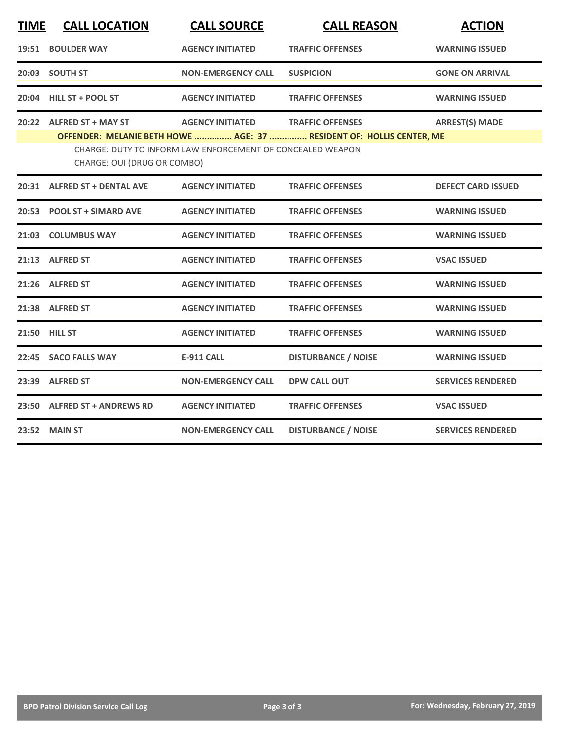| TIME | CALL LOCATION | CALL SOURCE | CALL REASON | ACTION |
|---|---|---|---|---|
| 19:51 | BOULDER WAY | AGENCY INITIATED | TRAFFIC OFFENSES | WARNING ISSUED |
| 20:03 | SOUTH ST | NON-EMERGENCY CALL | SUSPICION | GONE ON ARRIVAL |
| 20:04 | HILL ST + POOL ST | AGENCY INITIATED | TRAFFIC OFFENSES | WARNING ISSUED |
| 20:22 | ALFRED ST + MAY ST | AGENCY INITIATED | TRAFFIC OFFENSES | ARREST(S) MADE |
| | OFFENDER: MELANIE BETH HOWE ............... AGE: 37 ............... RESIDENT OF: HOLLIS CENTER, ME<br>CHARGE: DUTY TO INFORM LAW ENFORCEMENT OF CONCEALED WEAPON<br>CHARGE: OUI (DRUG OR COMBO) | | | |
| 20:31 | ALFRED ST + DENTAL AVE | AGENCY INITIATED | TRAFFIC OFFENSES | DEFECT CARD ISSUED |
| 20:53 | POOL ST + SIMARD AVE | AGENCY INITIATED | TRAFFIC OFFENSES | WARNING ISSUED |
| 21:03 | COLUMBUS WAY | AGENCY INITIATED | TRAFFIC OFFENSES | WARNING ISSUED |
| 21:13 | ALFRED ST | AGENCY INITIATED | TRAFFIC OFFENSES | VSAC ISSUED |
| 21:26 | ALFRED ST | AGENCY INITIATED | TRAFFIC OFFENSES | WARNING ISSUED |
| 21:38 | ALFRED ST | AGENCY INITIATED | TRAFFIC OFFENSES | WARNING ISSUED |
| 21:50 | HILL ST | AGENCY INITIATED | TRAFFIC OFFENSES | WARNING ISSUED |
| 22:45 | SACO FALLS WAY | E-911 CALL | DISTURBANCE / NOISE | WARNING ISSUED |
| 23:39 | ALFRED ST | NON-EMERGENCY CALL | DPW CALL OUT | SERVICES RENDERED |
| 23:50 | ALFRED ST + ANDREWS RD | AGENCY INITIATED | TRAFFIC OFFENSES | VSAC ISSUED |
| 23:52 | MAIN ST | NON-EMERGENCY CALL | DISTURBANCE / NOISE | SERVICES RENDERED |